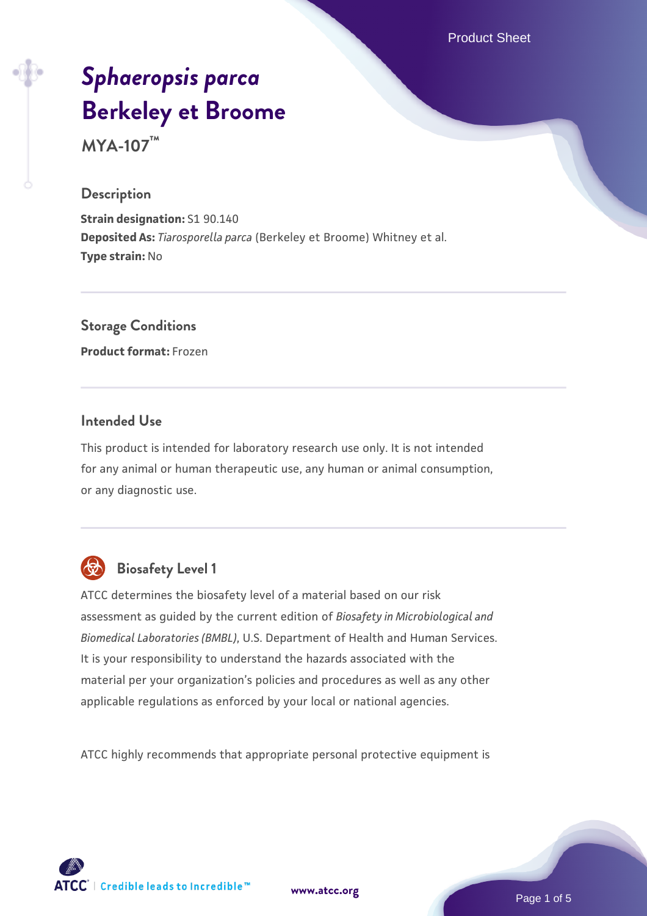# *Sphaeropsis parca* Berkeley et Broome

**MYA-107™**

## Description

**Strain designation:** S1 90.140
**Deposited As:** *Tiarosporella parca* (Berkeley et Broome) Whitney et al.
**Type strain:** No

## Storage Conditions

**Product format:** Frozen

## Intended Use

This product is intended for laboratory research use only. It is not intended for any animal or human therapeutic use, any human or animal consumption, or any diagnostic use.

## Biosafety Level 1

ATCC determines the biosafety level of a material based on our risk assessment as guided by the current edition of *Biosafety in Microbiological and Biomedical Laboratories (BMBL)*, U.S. Department of Health and Human Services. It is your responsibility to understand the hazards associated with the material per your organization's policies and procedures as well as any other applicable regulations as enforced by your local or national agencies.

ATCC highly recommends that appropriate personal protective equipment is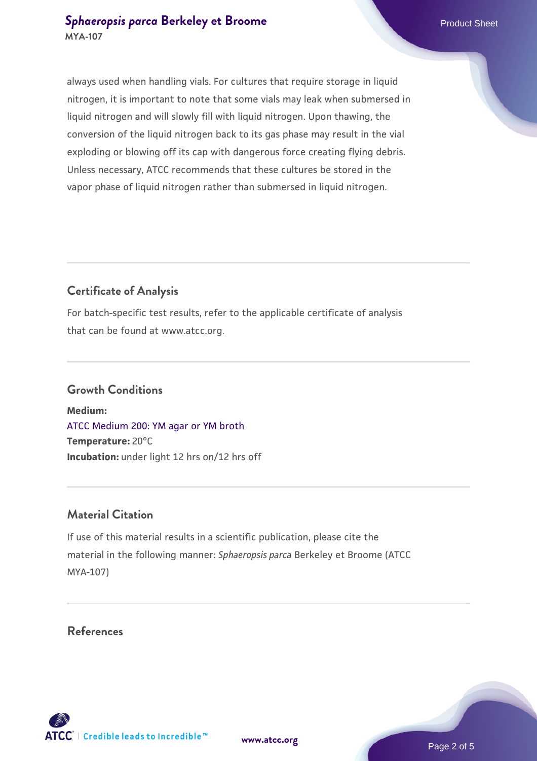always used when handling vials. For cultures that require storage in liquid nitrogen, it is important to note that some vials may leak when submersed in liquid nitrogen and will slowly fill with liquid nitrogen. Upon thawing, the conversion of the liquid nitrogen back to its gas phase may result in the vial exploding or blowing off its cap with dangerous force creating flying debris. Unless necessary, ATCC recommends that these cultures be stored in the vapor phase of liquid nitrogen rather than submersed in liquid nitrogen.

## Certificate of Analysis

For batch-specific test results, refer to the applicable certificate of analysis that can be found at www.atcc.org.

## Growth Conditions

**Medium:**
ATCC Medium 200: YM agar or YM broth
**Temperature:** 20°C
**Incubation:** under light 12 hrs on/12 hrs off

## Material Citation

If use of this material results in a scientific publication, please cite the material in the following manner: *Sphaeropsis parca* Berkeley et Broome (ATCC MYA-107)

## References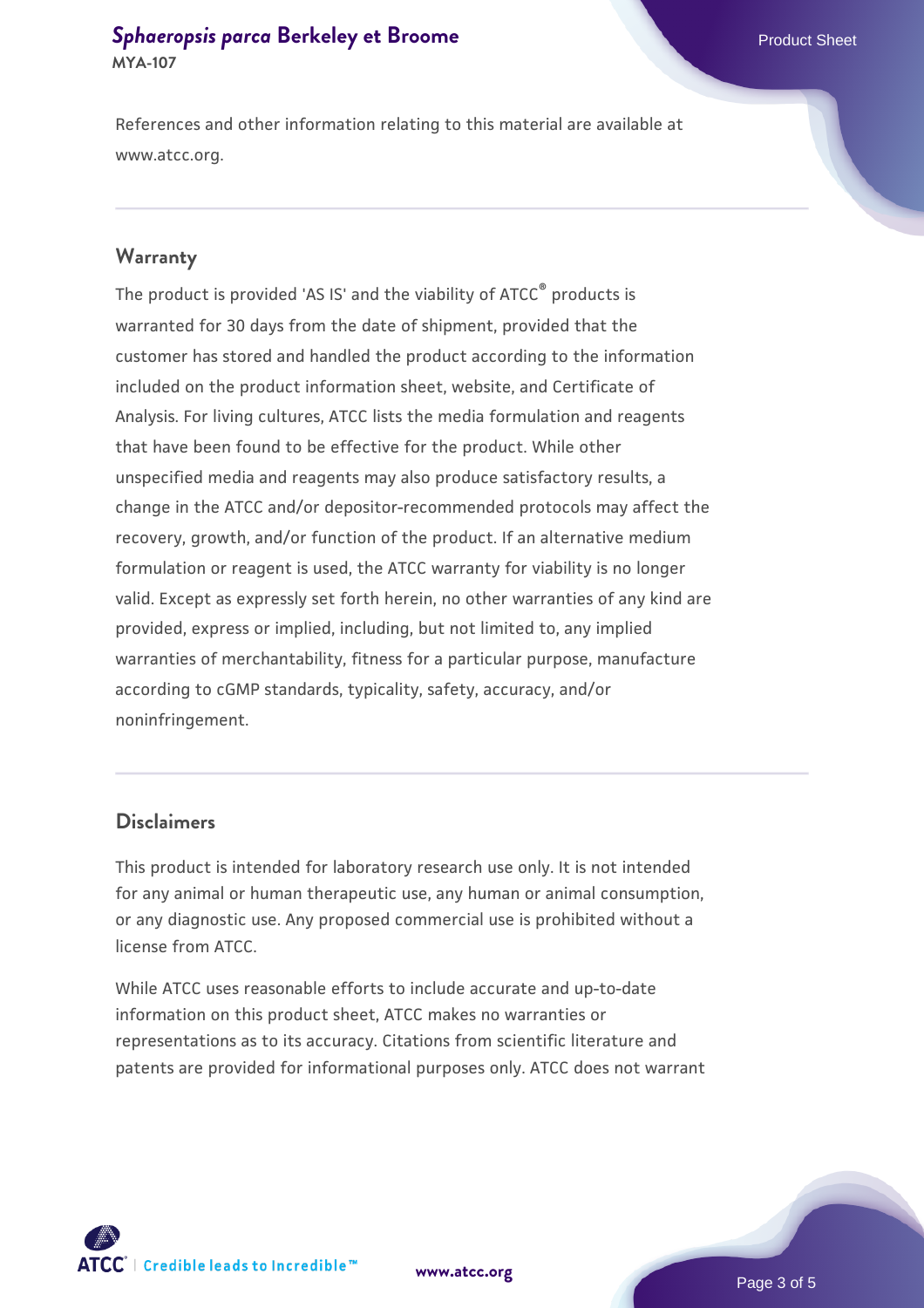References and other information relating to this material are available at www.atcc.org.

## Warranty

The product is provided 'AS IS' and the viability of ATCC® products is warranted for 30 days from the date of shipment, provided that the customer has stored and handled the product according to the information included on the product information sheet, website, and Certificate of Analysis. For living cultures, ATCC lists the media formulation and reagents that have been found to be effective for the product. While other unspecified media and reagents may also produce satisfactory results, a change in the ATCC and/or depositor-recommended protocols may affect the recovery, growth, and/or function of the product. If an alternative medium formulation or reagent is used, the ATCC warranty for viability is no longer valid. Except as expressly set forth herein, no other warranties of any kind are provided, express or implied, including, but not limited to, any implied warranties of merchantability, fitness for a particular purpose, manufacture according to cGMP standards, typicality, safety, accuracy, and/or noninfringement.

## Disclaimers

This product is intended for laboratory research use only. It is not intended for any animal or human therapeutic use, any human or animal consumption, or any diagnostic use. Any proposed commercial use is prohibited without a license from ATCC.

While ATCC uses reasonable efforts to include accurate and up-to-date information on this product sheet, ATCC makes no warranties or representations as to its accuracy. Citations from scientific literature and patents are provided for informational purposes only. ATCC does not warrant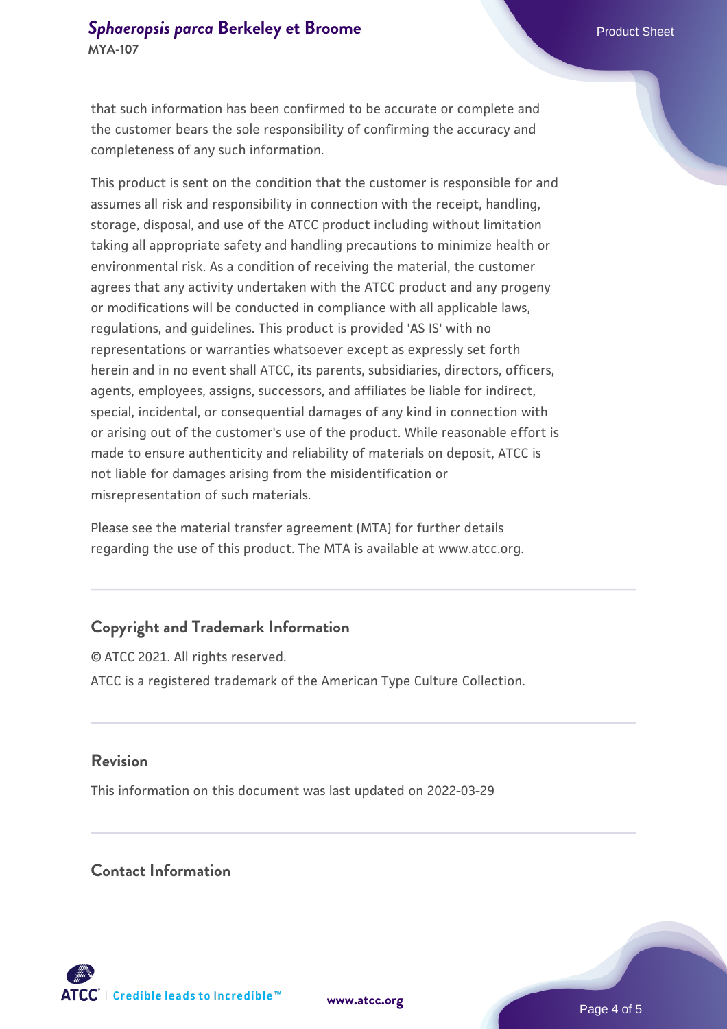that such information has been confirmed to be accurate or complete and the customer bears the sole responsibility of confirming the accuracy and completeness of any such information.

This product is sent on the condition that the customer is responsible for and assumes all risk and responsibility in connection with the receipt, handling, storage, disposal, and use of the ATCC product including without limitation taking all appropriate safety and handling precautions to minimize health or environmental risk. As a condition of receiving the material, the customer agrees that any activity undertaken with the ATCC product and any progeny or modifications will be conducted in compliance with all applicable laws, regulations, and guidelines. This product is provided 'AS IS' with no representations or warranties whatsoever except as expressly set forth herein and in no event shall ATCC, its parents, subsidiaries, directors, officers, agents, employees, assigns, successors, and affiliates be liable for indirect, special, incidental, or consequential damages of any kind in connection with or arising out of the customer's use of the product. While reasonable effort is made to ensure authenticity and reliability of materials on deposit, ATCC is not liable for damages arising from the misidentification or misrepresentation of such materials.

Please see the material transfer agreement (MTA) for further details regarding the use of this product. The MTA is available at www.atcc.org.

## Copyright and Trademark Information

© ATCC 2021. All rights reserved.

ATCC is a registered trademark of the American Type Culture Collection.

## Revision

This information on this document was last updated on 2022-03-29

## Contact Information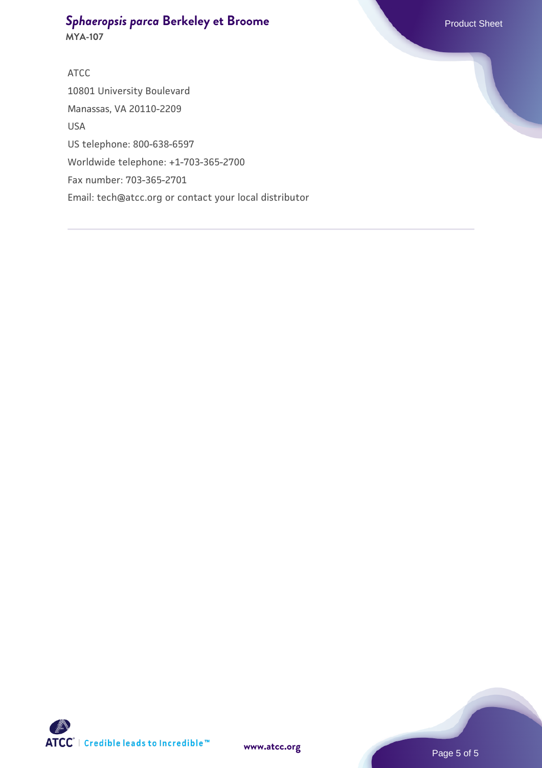ATCC

10801 University Boulevard

Manassas, VA 20110-2209

USA

US telephone: 800-638-6597

Worldwide telephone: +1-703-365-2700

Fax number: 703-365-2701

Email: tech@atcc.org or contact your local distributor